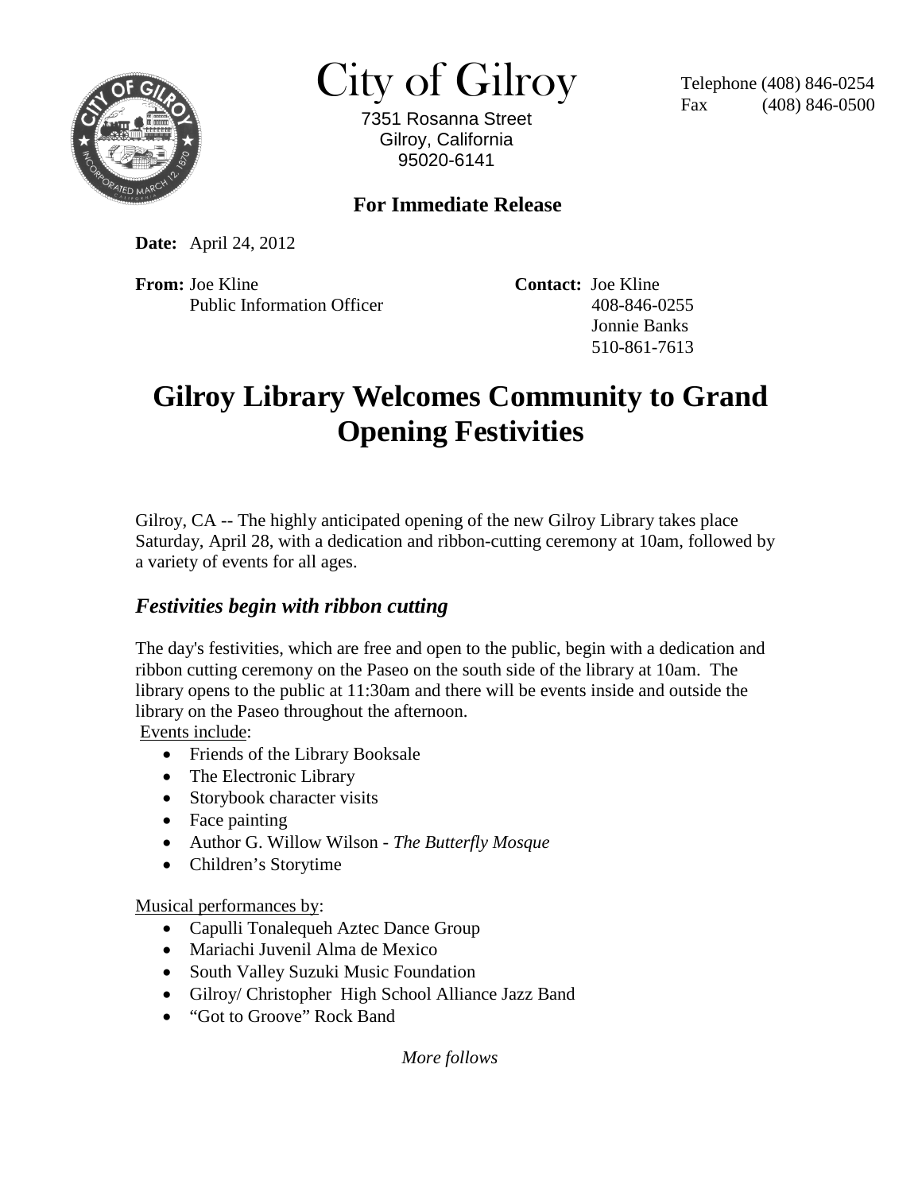# City of Gilroy

7351 Rosanna Street
Gilroy, California
95020-6141

Telephone (408) 846-0254
Fax (408) 846-0500

**For Immediate Release**

**Date:** April 24, 2012

**From:** Joe Kline
Public Information Officer

**Contact:** Joe Kline
408-846-0255
Jonnie Banks
510-861-7613

# Gilroy Library Welcomes Community to Grand Opening Festivities

Gilroy, CA -- The highly anticipated opening of the new Gilroy Library takes place Saturday, April 28, with a dedication and ribbon-cutting ceremony at 10am, followed by a variety of events for all ages.

### *Festivities begin with ribbon cutting*

The day's festivities, which are free and open to the public, begin with a dedication and ribbon cutting ceremony on the Paseo on the south side of the library at 10am. The library opens to the public at 11:30am and there will be events inside and outside the library on the Paseo throughout the afternoon.

Events include:

- Friends of the Library Booksale
- The Electronic Library
- Storybook character visits
- Face painting
- Author G. Willow Wilson - *The Butterfly Mosque*
- Children's Storytime

Musical performances by:

- Capulli Tonalequeh Aztec Dance Group
- Mariachi Juvenil Alma de Mexico
- South Valley Suzuki Music Foundation
- Gilroy/ Christopher High School Alliance Jazz Band
- "Got to Groove" Rock Band

*More follows*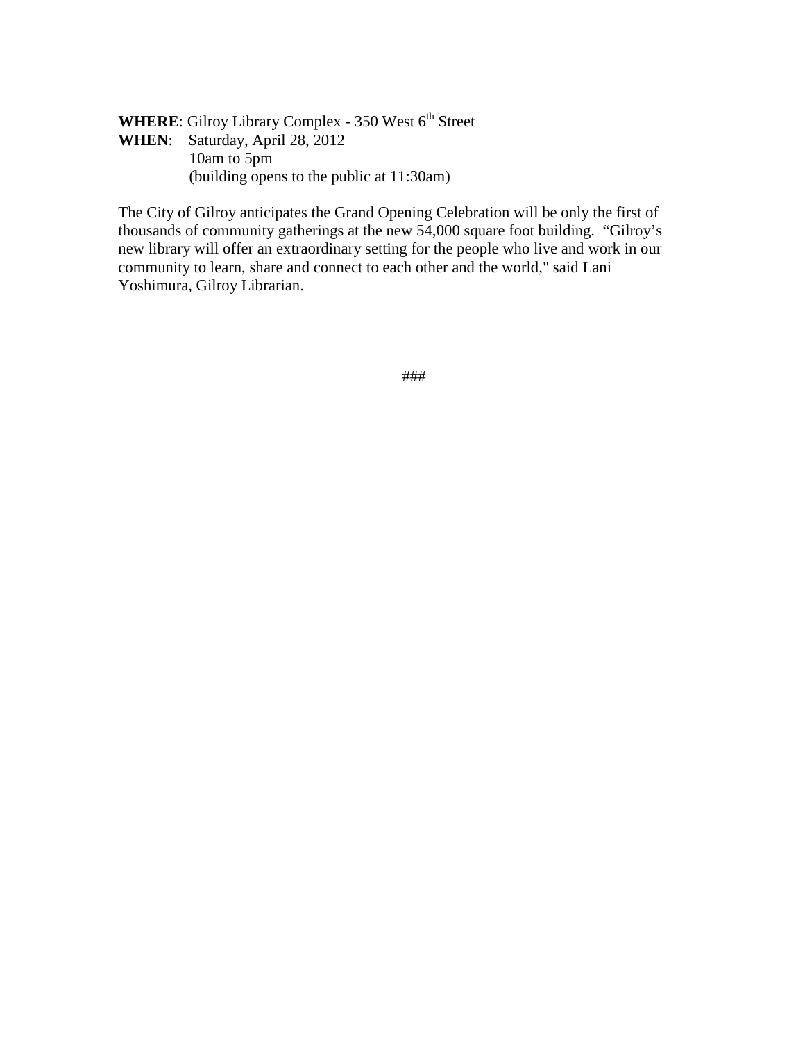**WHERE**: Gilroy Library Complex - 350 West 6th Street
**WHEN**: Saturday, April 28, 2012
10am to 5pm
(building opens to the public at 11:30am)

The City of Gilroy anticipates the Grand Opening Celebration will be only the first of thousands of community gatherings at the new 54,000 square foot building. "Gilroy's new library will offer an extraordinary setting for the people who live and work in our community to learn, share and connect to each other and the world," said Lani Yoshimura, Gilroy Librarian.

###